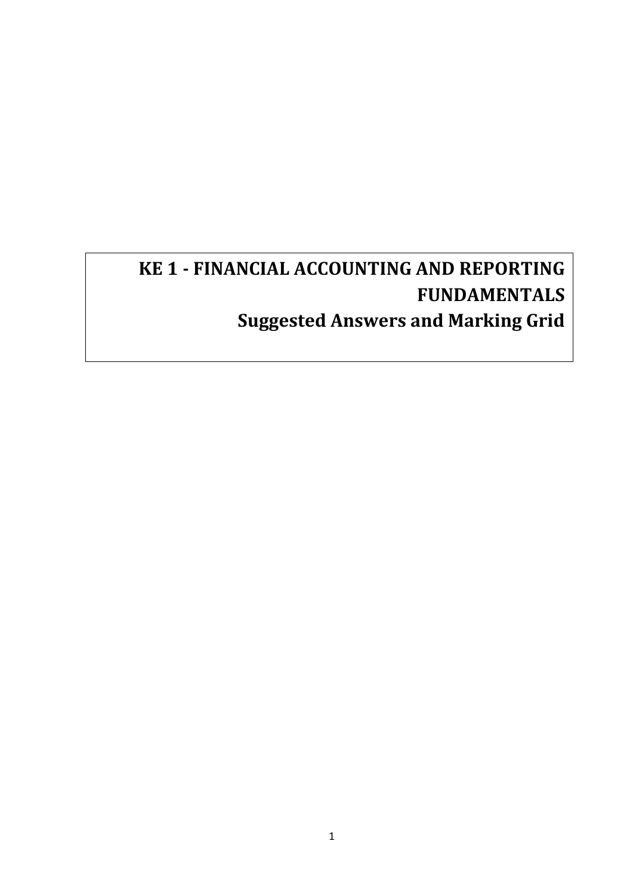# KE 1 - FINANCIAL ACCOUNTING AND REPORTING FUNDAMENTALS

# Suggested Answers and Marking Grid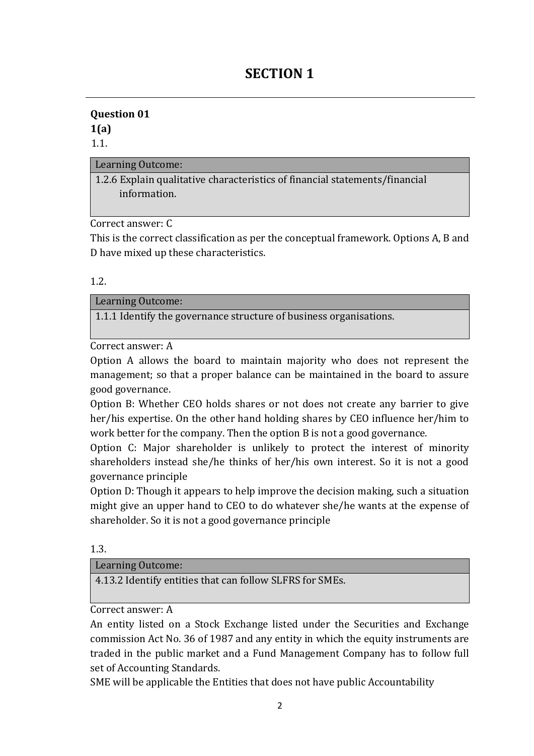# SECTION 1

**Question 01**

**1(a)**

1.1.

| Learning Outcome: |
|---|
| 1.2.6 Explain qualitative characteristics of financial statements/financial information. |

Correct answer: C

This is the correct classification as per the conceptual framework. Options A, B and D have mixed up these characteristics.

1.2.

| Learning Outcome: |
|---|
| 1.1.1 Identify the governance structure of business organisations. |

Correct answer: A

Option A allows the board to maintain majority who does not represent the management; so that a proper balance can be maintained in the board to assure good governance.

Option B: Whether CEO holds shares or not does not create any barrier to give her/his expertise. On the other hand holding shares by CEO influence her/him to work better for the company. Then the option B is not a good governance.

Option C: Major shareholder is unlikely to protect the interest of minority shareholders instead she/he thinks of her/his own interest. So it is not a good governance principle

Option D: Though it appears to help improve the decision making, such a situation might give an upper hand to CEO to do whatever she/he wants at the expense of shareholder. So it is not a good governance principle

1.3.

| Learning Outcome: |
|---|
| 4.13.2 Identify entities that can follow SLFRS for SMEs. |

Correct answer: A

An entity listed on a Stock Exchange listed under the Securities and Exchange commission Act No. 36 of 1987 and any entity in which the equity instruments are traded in the public market and a Fund Management Company has to follow full set of Accounting Standards.

SME will be applicable the Entities that does not have public Accountability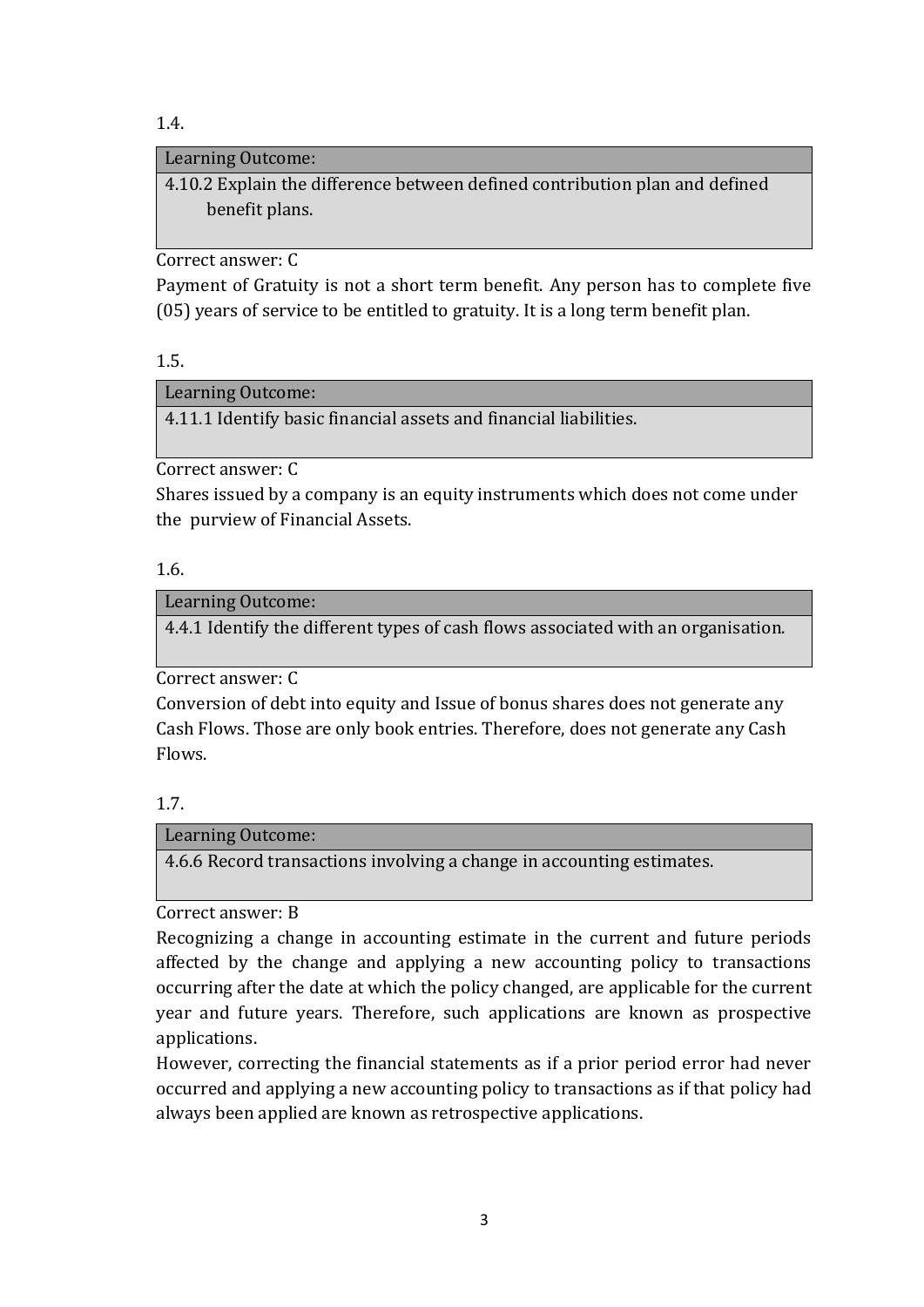1.4.

| Learning Outcome: |
| --- |
| 4.10.2 Explain the difference between defined contribution plan and defined benefit plans. |

Correct answer: C

Payment of Gratuity is not a short term benefit. Any person has to complete five (05) years of service to be entitled to gratuity. It is a long term benefit plan.

1.5.

| Learning Outcome: |
| --- |
| 4.11.1 Identify basic financial assets and financial liabilities. |

Correct answer: C

Shares issued by a company is an equity instruments which does not come under the purview of Financial Assets.

1.6.

| Learning Outcome: |
| --- |
| 4.4.1 Identify the different types of cash flows associated with an organisation. |

Correct answer: C

Conversion of debt into equity and Issue of bonus shares does not generate any Cash Flows. Those are only book entries. Therefore, does not generate any Cash Flows.

1.7.

| Learning Outcome: |
| --- |
| 4.6.6 Record transactions involving a change in accounting estimates. |

Correct answer: B

Recognizing a change in accounting estimate in the current and future periods affected by the change and applying a new accounting policy to transactions occurring after the date at which the policy changed, are applicable for the current year and future years. Therefore, such applications are known as prospective applications.

However, correcting the financial statements as if a prior period error had never occurred and applying a new accounting policy to transactions as if that policy had always been applied are known as retrospective applications.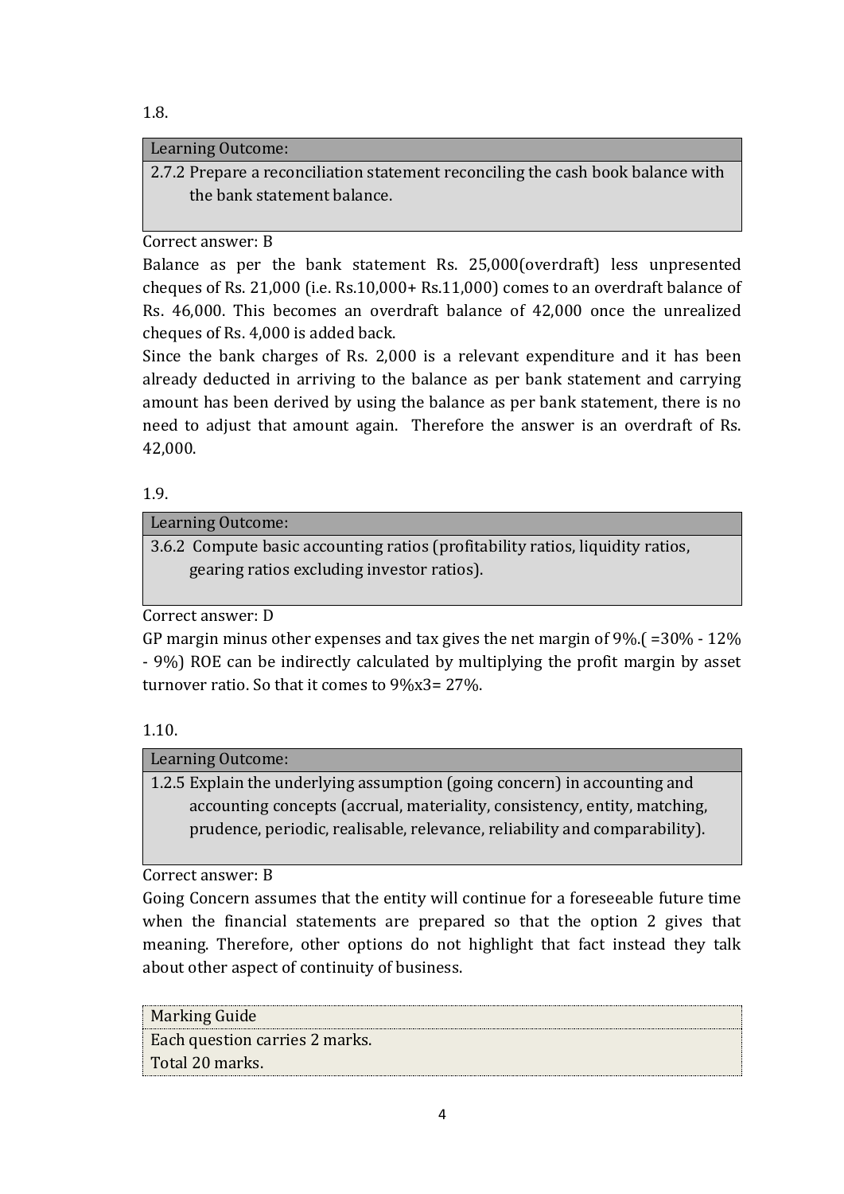1.8.

| Learning Outcome: |
| --- |
| 2.7.2 Prepare a reconciliation statement reconciling the cash book balance with the bank statement balance. |

Correct answer: B

Balance as per the bank statement Rs. 25,000(overdraft) less unpresented cheques of Rs. 21,000 (i.e. Rs.10,000+ Rs.11,000) comes to an overdraft balance of Rs. 46,000. This becomes an overdraft balance of 42,000 once the unrealized cheques of Rs. 4,000 is added back.

Since the bank charges of Rs. 2,000 is a relevant expenditure and it has been already deducted in arriving to the balance as per bank statement and carrying amount has been derived by using the balance as per bank statement, there is no need to adjust that amount again. Therefore the answer is an overdraft of Rs. 42,000.

1.9.

| Learning Outcome: |
| --- |
| 3.6.2 Compute basic accounting ratios (profitability ratios, liquidity ratios, gearing ratios excluding investor ratios). |

Correct answer: D

GP margin minus other expenses and tax gives the net margin of 9%.( =30% - 12% - 9%) ROE can be indirectly calculated by multiplying the profit margin by asset turnover ratio. So that it comes to 9%x3= 27%.

1.10.

| Learning Outcome: |
| --- |
| 1.2.5 Explain the underlying assumption (going concern) in accounting and accounting concepts (accrual, materiality, consistency, entity, matching, prudence, periodic, realisable, relevance, reliability and comparability). |

Correct answer: B

Going Concern assumes that the entity will continue for a foreseeable future time when the financial statements are prepared so that the option 2 gives that meaning. Therefore, other options do not highlight that fact instead they talk about other aspect of continuity of business.

| Marking Guide |
| --- |
| Each question carries 2 marks. |
| Total 20 marks. |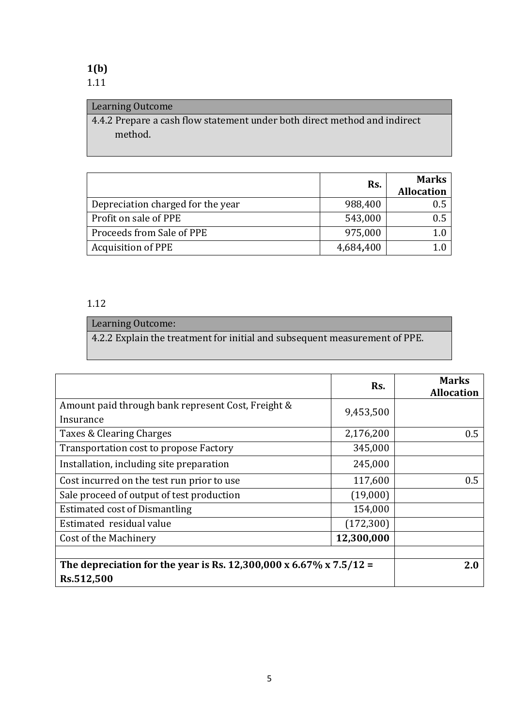**1(b)**

1.11

| Learning Outcome |
| --- |
| 4.4.2 Prepare a cash flow statement under both direct method and indirect method. |

| | Rs. | Marks Allocation |
| --- | --- | --- |
| Depreciation charged for the year | 988,400 | 0.5 |
| Profit on sale of PPE | 543,000 | 0.5 |
| Proceeds from Sale of PPE | 975,000 | 1.0 |
| Acquisition of PPE | 4,684,400 | 1.0 |

1.12

| Learning Outcome: |
| --- |
| 4.2.2 Explain the treatment for initial and subsequent measurement of PPE. |

| | Rs. | Marks Allocation |
| --- | --- | --- |
| Amount paid through bank represent Cost, Freight & Insurance | 9,453,500 | |
| Taxes & Clearing Charges | 2,176,200 | 0.5 |
| Transportation cost to propose Factory | 345,000 | |
| Installation, including site preparation | 245,000 | |
| Cost incurred on the test run prior to use | 117,600 | 0.5 |
| Sale proceed of output of test production | (19,000) | |
| Estimated cost of Dismantling | 154,000 | |
| Estimated residual value | (172,300) | |
| Cost of the Machinery | **12,300,000** | |
| | | |
| **The depreciation for the year is Rs. 12,300,000 x 6.67% x 7.5/12 = Rs.512,500** | | **2.0** |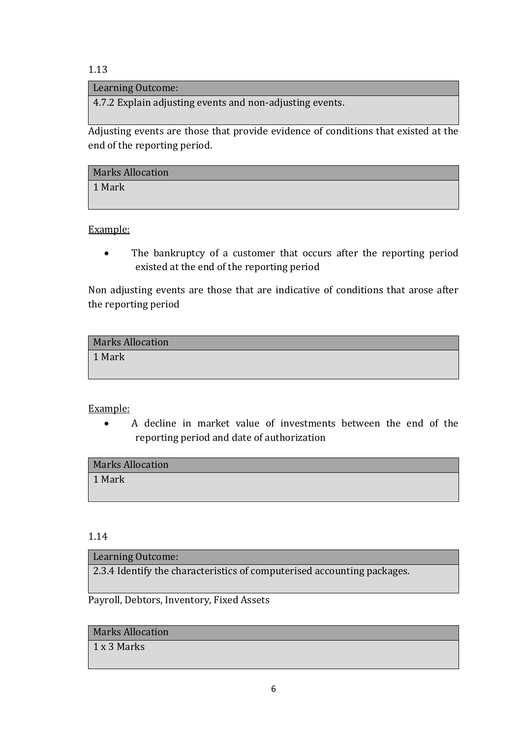1.13

| Learning Outcome: |
|---|
| 4.7.2 Explain adjusting events and non-adjusting events. |

Adjusting events are those that provide evidence of conditions that existed at the end of the reporting period.

| Marks Allocation |
|---|
| 1 Mark |

Example:

- The bankruptcy of a customer that occurs after the reporting period existed at the end of the reporting period

Non adjusting events are those that are indicative of conditions that arose after the reporting period

| Marks Allocation |
|---|
| 1 Mark |

Example:

- A decline in market value of investments between the end of the reporting period and date of authorization

| Marks Allocation |
|---|
| 1 Mark |

1.14

| Learning Outcome: |
|---|
| 2.3.4 Identify the characteristics of computerised accounting packages. |

Payroll, Debtors, Inventory, Fixed Assets

| Marks Allocation |
|---|
| 1 x 3 Marks |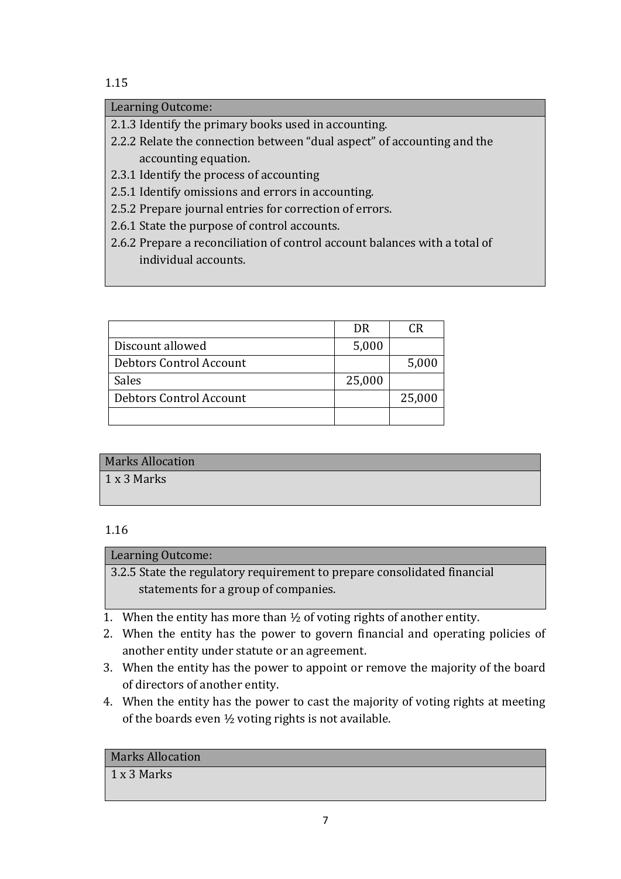1.15

| Learning Outcome: |
| --- |
| 2.1.3 Identify the primary books used in accounting.<br>2.2.2 Relate the connection between "dual aspect" of accounting and the accounting equation.<br>2.3.1 Identify the process of accounting<br>2.5.1 Identify omissions and errors in accounting.<br>2.5.2 Prepare journal entries for correction of errors.<br>2.6.1 State the purpose of control accounts.<br>2.6.2 Prepare a reconciliation of control account balances with a total of individual accounts. |

| | DR | CR |
| --- | ---: | ---: |
| Discount allowed | 5,000 | |
| Debtors Control Account | | 5,000 |
| Sales | 25,000 | |
| Debtors Control Account | | 25,000 |
| | | |

| Marks Allocation |
| --- |
| 1 x 3 Marks |

1.16

| Learning Outcome: |
| --- |
| 3.2.5 State the regulatory requirement to prepare consolidated financial statements for a group of companies. |

1. When the entity has more than ½ of voting rights of another entity.
2. When the entity has the power to govern financial and operating policies of another entity under statute or an agreement.
3. When the entity has the power to appoint or remove the majority of the board of directors of another entity.
4. When the entity has the power to cast the majority of voting rights at meeting of the boards even ½ voting rights is not available.

| Marks Allocation |
| --- |
| 1 x 3 Marks |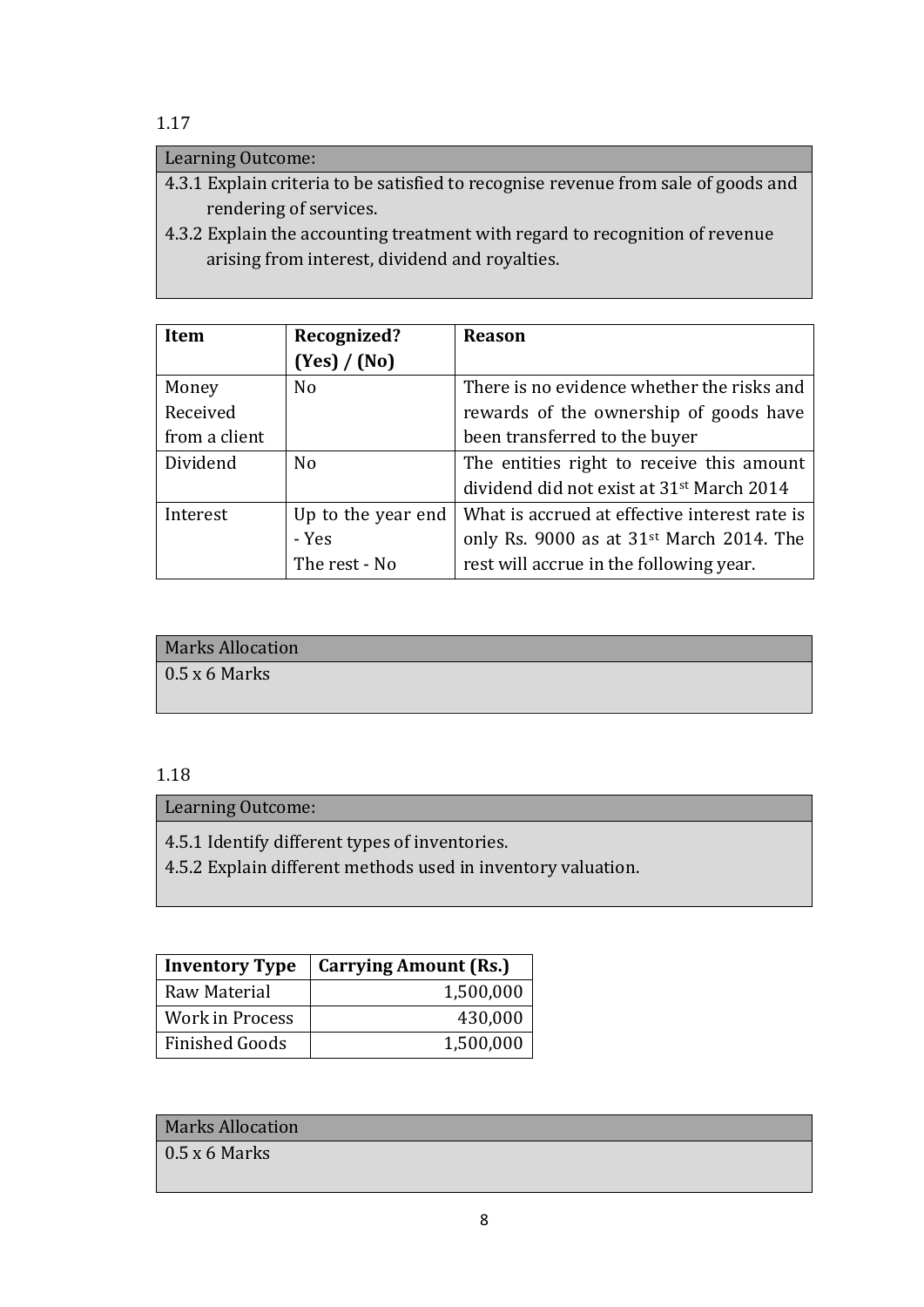1.17

| Learning Outcome: |
|---|
| 4.3.1 Explain criteria to be satisfied to recognise revenue from sale of goods and rendering of services. |
| 4.3.2 Explain the accounting treatment with regard to recognition of revenue arising from interest, dividend and royalties. |

| Item | Recognized? (Yes) / (No) | Reason |
|---|---|---|
| Money Received from a client | No | There is no evidence whether the risks and rewards of the ownership of goods have been transferred to the buyer |
| Dividend | No | The entities right to receive this amount dividend did not exist at 31st March 2014 |
| Interest | Up to the year end - Yes<br>The rest - No | What is accrued at effective interest rate is only Rs. 9000 as at 31st March 2014. The rest will accrue in the following year. |

| Marks Allocation |
|---|
| 0.5 x 6 Marks |

1.18

| Learning Outcome: |
|---|
| 4.5.1 Identify different types of inventories. |
| 4.5.2 Explain different methods used in inventory valuation. |

| Inventory Type | Carrying Amount (Rs.) |
|---|---:|
| Raw Material | 1,500,000 |
| Work in Process | 430,000 |
| Finished Goods | 1,500,000 |

| Marks Allocation |
|---|
| 0.5 x 6 Marks |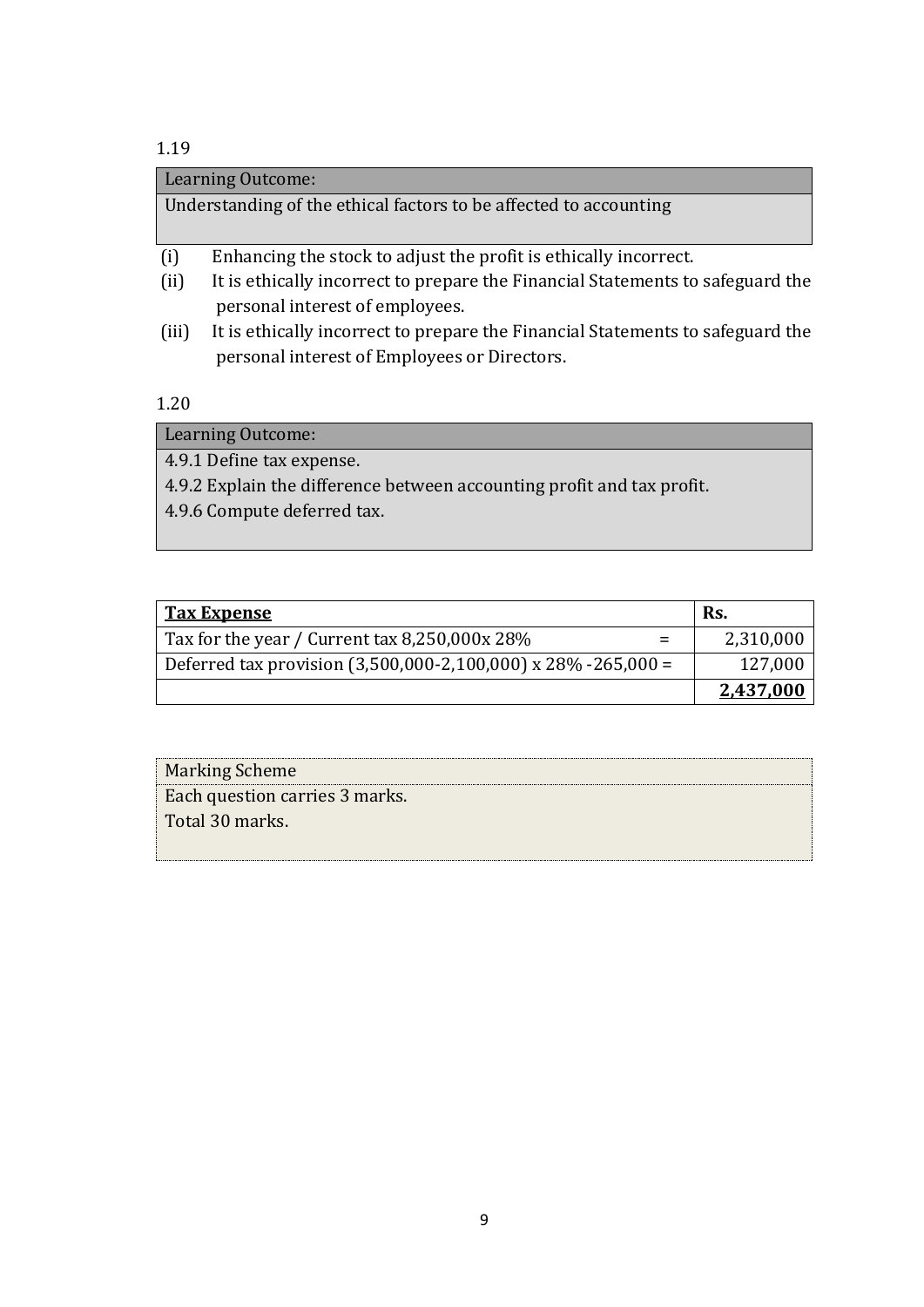1.19

| Learning Outcome: |
|---|
| Understanding of the ethical factors to be affected to accounting |

(i) Enhancing the stock to adjust the profit is ethically incorrect.

(ii) It is ethically incorrect to prepare the Financial Statements to safeguard the personal interest of employees.

(iii) It is ethically incorrect to prepare the Financial Statements to safeguard the personal interest of Employees or Directors.

1.20

| Learning Outcome: |
|---|
| 4.9.1 Define tax expense.<br>4.9.2 Explain the difference between accounting profit and tax profit.<br>4.9.6 Compute deferred tax. |

| **Tax Expense** | **Rs.** |
|---|---|
| Tax for the year / Current tax 8,250,000x 28% = | 2,310,000 |
| Deferred tax provision (3,500,000-2,100,000) x 28% -265,000 = | 127,000 |
| | **2,437,000** |

| Marking Scheme |
|---|
| Each question carries 3 marks.<br>Total 30 marks. |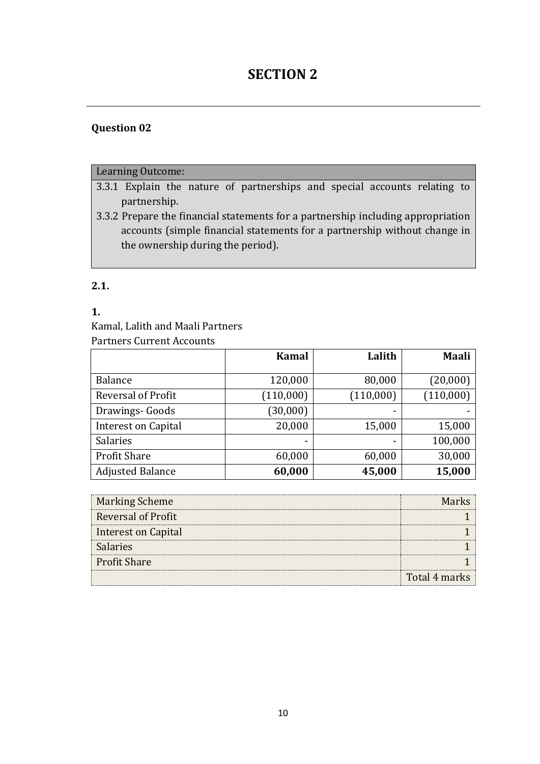# SECTION 2

### Question 02

| Learning Outcome: |
|---|
| 3.3.1 Explain the nature of partnerships and special accounts relating to partnership.<br>3.3.2 Prepare the financial statements for a partnership including appropriation accounts (simple financial statements for a partnership without change in the ownership during the period). |

### 2.1.

**1.**

Kamal, Lalith and Maali Partners

Partners Current Accounts

| | **Kamal** | **Lalith** | **Maali** |
|---|---:|---:|---:|
| Balance | 120,000 | 80,000 | (20,000) |
| Reversal of Profit | (110,000) | (110,000) | (110,000) |
| Drawings- Goods | (30,000) | - | - |
| Interest on Capital | 20,000 | 15,000 | 15,000 |
| Salaries | - | - | 100,000 |
| Profit Share | 60,000 | 60,000 | 30,000 |
| Adjusted Balance | **60,000** | **45,000** | **15,000** |

| Marking Scheme | Marks |
|---|---:|
| Reversal of Profit | 1 |
| Interest on Capital | 1 |
| Salaries | 1 |
| Profit Share | 1 |
| | Total 4 marks |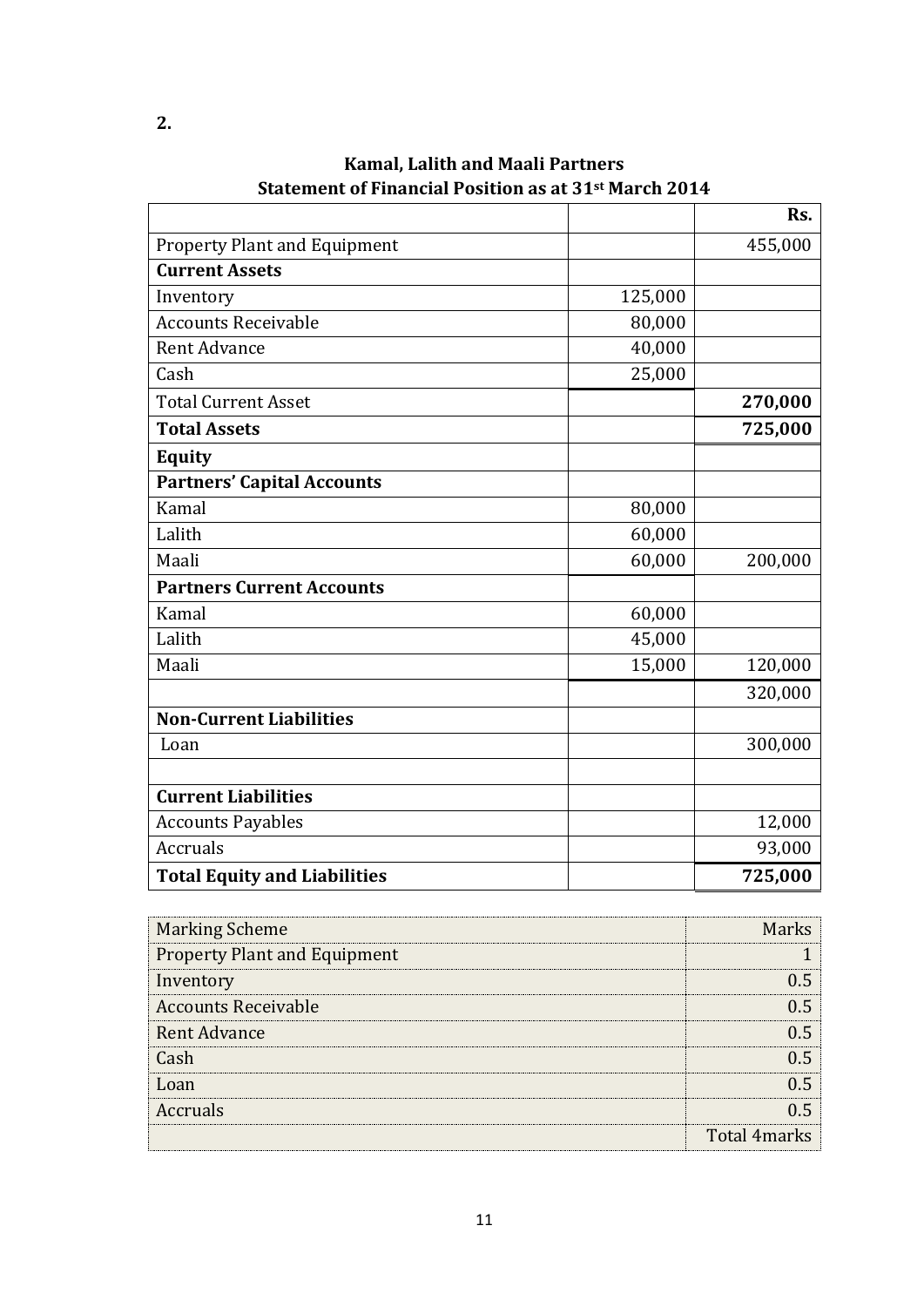**2.**

**Kamal, Lalith and Maali Partners**
**Statement of Financial Position as at 31st March 2014**

| | | **Rs.** |
|---|---|---|
| Property Plant and Equipment | | 455,000 |
| **Current Assets** | | |
| Inventory | 125,000 | |
| Accounts Receivable | 80,000 | |
| Rent Advance | 40,000 | |
| Cash | 25,000 | |
| Total Current Asset | | **270,000** |
| **Total Assets** | | **725,000** |
| **Equity** | | |
| **Partners' Capital Accounts** | | |
| Kamal | 80,000 | |
| Lalith | 60,000 | |
| Maali | 60,000 | 200,000 |
| **Partners Current Accounts** | | |
| Kamal | 60,000 | |
| Lalith | 45,000 | |
| Maali | 15,000 | 120,000 |
| | | 320,000 |
| **Non-Current Liabilities** | | |
| Loan | | 300,000 |
| | | |
| **Current Liabilities** | | |
| Accounts Payables | | 12,000 |
| Accruals | | 93,000 |
| **Total Equity and Liabilities** | | **725,000** |

| Marking Scheme | Marks |
|---|---|
| Property Plant and Equipment | 1 |
| Inventory | 0.5 |
| Accounts Receivable | 0.5 |
| Rent Advance | 0.5 |
| Cash | 0.5 |
| Loan | 0.5 |
| Accruals | 0.5 |
| | Total 4marks |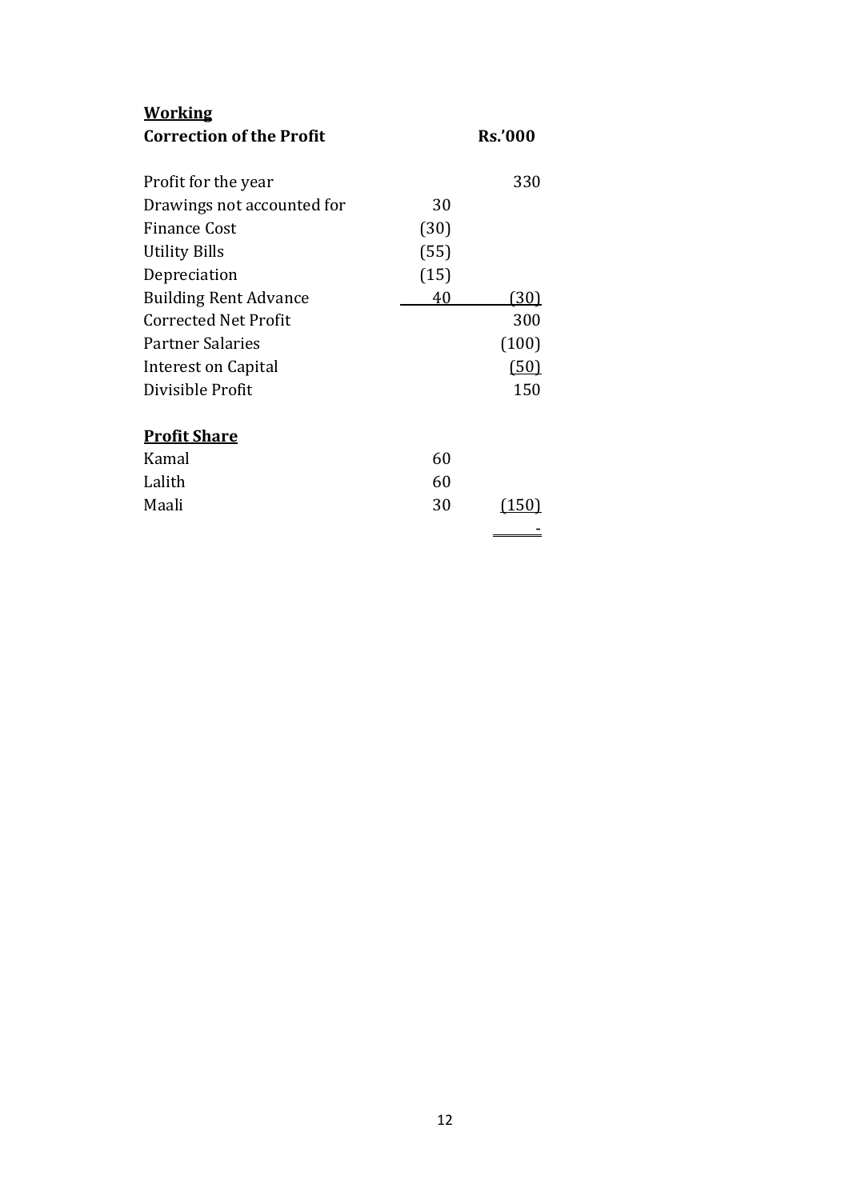**Working**

**Correction of the Profit**

| | | Rs.'000 |
|---|---|---|
| Profit for the year | | 330 |
| Drawings not accounted for | 30 | |
| Finance Cost | (30) | |
| Utility Bills | (55) | |
| Depreciation | (15) | |
| Building Rent Advance | 40 | (30) |
| Corrected Net Profit | | 300 |
| Partner Salaries | | (100) |
| Interest on Capital | | (50) |
| Divisible Profit | | 150 |

**Profit Share**

| | | |
|---|---|---|
| Kamal | 60 | |
| Lalith | 60 | |
| Maali | 30 | (150) |
| | | - |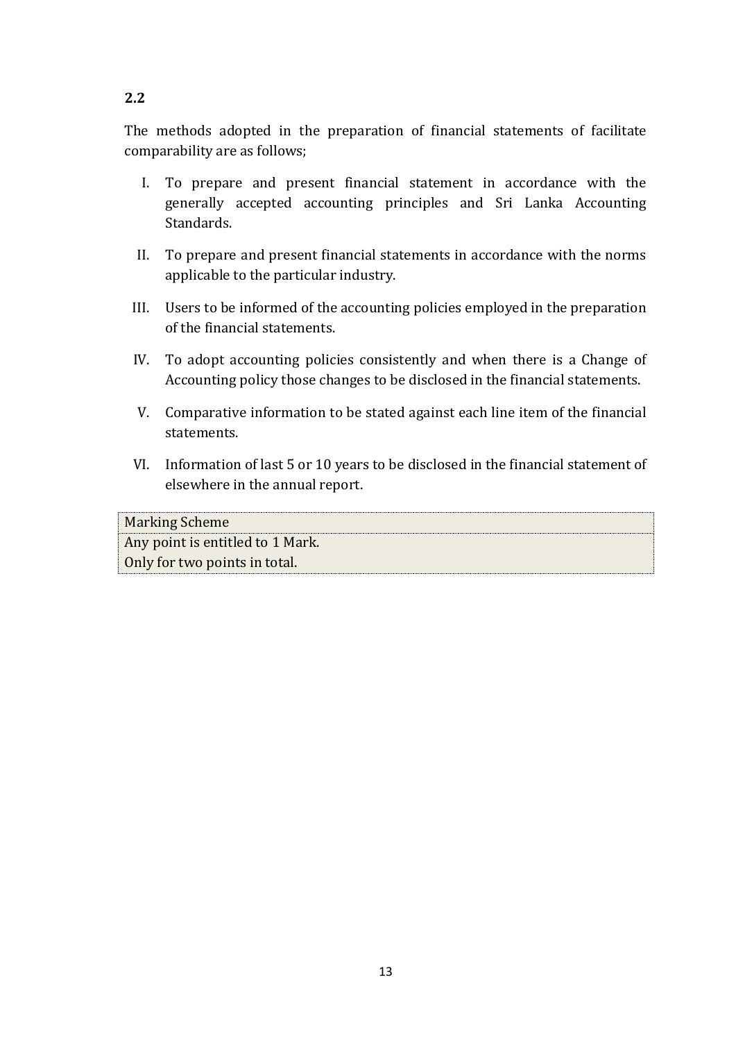**2.2**

The methods adopted in the preparation of financial statements of facilitate comparability are as follows;

I. To prepare and present financial statement in accordance with the generally accepted accounting principles and Sri Lanka Accounting Standards.

II. To prepare and present financial statements in accordance with the norms applicable to the particular industry.

III. Users to be informed of the accounting policies employed in the preparation of the financial statements.

IV. To adopt accounting policies consistently and when there is a Change of Accounting policy those changes to be disclosed in the financial statements.

V. Comparative information to be stated against each line item of the financial statements.

VI. Information of last 5 or 10 years to be disclosed in the financial statement of elsewhere in the annual report.

| Marking Scheme |
|---|
| Any point is entitled to 1 Mark. |
| Only for two points in total. |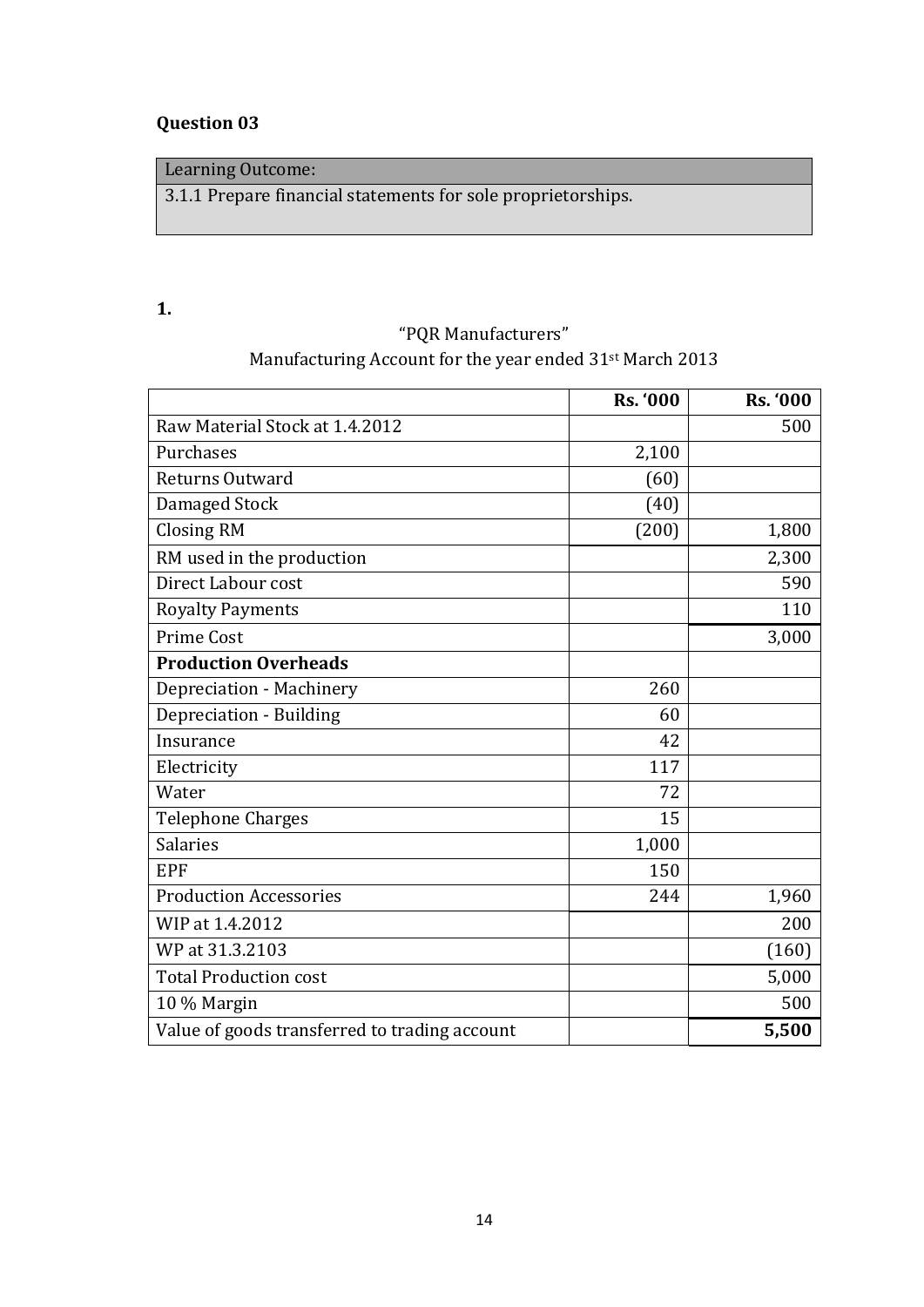## Question 03

| Learning Outcome: |
|---|
| 3.1.1 Prepare financial statements for sole proprietorships. |

**1.**

"PQR Manufacturers"

Manufacturing Account for the year ended 31st March 2013

| | **Rs. '000** | **Rs. '000** |
|---|---:|---:|
| Raw Material Stock at 1.4.2012 | | 500 |
| Purchases | 2,100 | |
| Returns Outward | (60) | |
| Damaged Stock | (40) | |
| Closing RM | (200) | 1,800 |
| RM used in the production | | 2,300 |
| Direct Labour cost | | 590 |
| Royalty Payments | | 110 |
| Prime Cost | | 3,000 |
| **Production Overheads** | | |
| Depreciation - Machinery | 260 | |
| Depreciation - Building | 60 | |
| Insurance | 42 | |
| Electricity | 117 | |
| Water | 72 | |
| Telephone Charges | 15 | |
| Salaries | 1,000 | |
| EPF | 150 | |
| Production Accessories | 244 | 1,960 |
| WIP at 1.4.2012 | | 200 |
| WP at 31.3.2103 | | (160) |
| Total Production cost | | 5,000 |
| 10 % Margin | | 500 |
| Value of goods transferred to trading account | | **5,500** |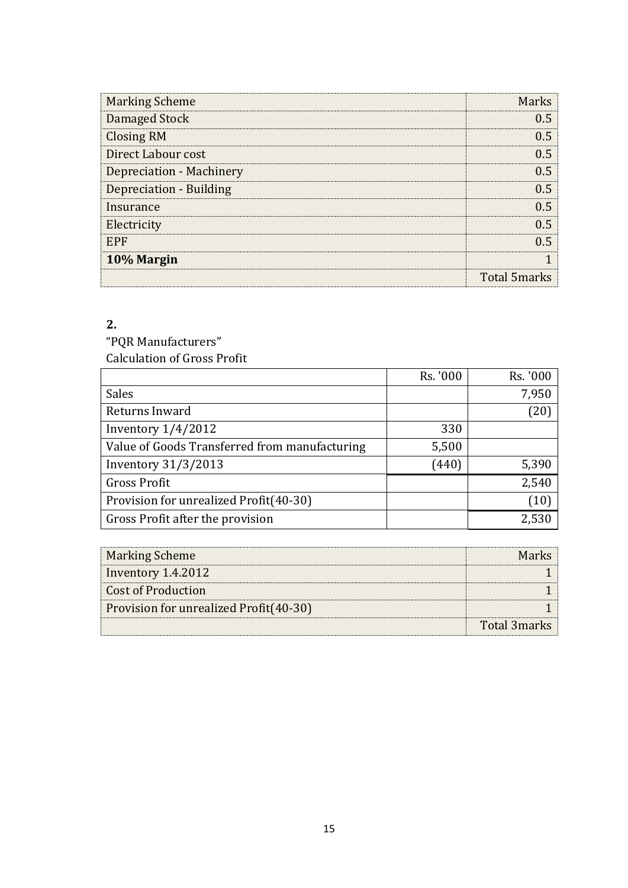| Marking Scheme | Marks |
|---|---|
| Damaged Stock | 0.5 |
| Closing RM | 0.5 |
| Direct Labour cost | 0.5 |
| Depreciation - Machinery | 0.5 |
| Depreciation - Building | 0.5 |
| Insurance | 0.5 |
| Electricity | 0.5 |
| EPF | 0.5 |
| **10% Margin** | 1 |
| | Total 5marks |

**2.**

“PQR Manufacturers”

Calculation of Gross Profit

| | Rs. '000 | Rs. '000 |
|---|---|---|
| Sales | | 7,950 |
| Returns Inward | | (20) |
| Inventory 1/4/2012 | 330 | |
| Value of Goods Transferred from manufacturing | 5,500 | |
| Inventory 31/3/2013 | (440) | 5,390 |
| Gross Profit | | 2,540 |
| Provision for unrealized Profit(40-30) | | (10) |
| Gross Profit after the provision | | 2,530 |

| Marking Scheme | Marks |
|---|---|
| Inventory 1.4.2012 | 1 |
| Cost of Production | 1 |
| Provision for unrealized Profit(40-30) | 1 |
| | Total 3marks |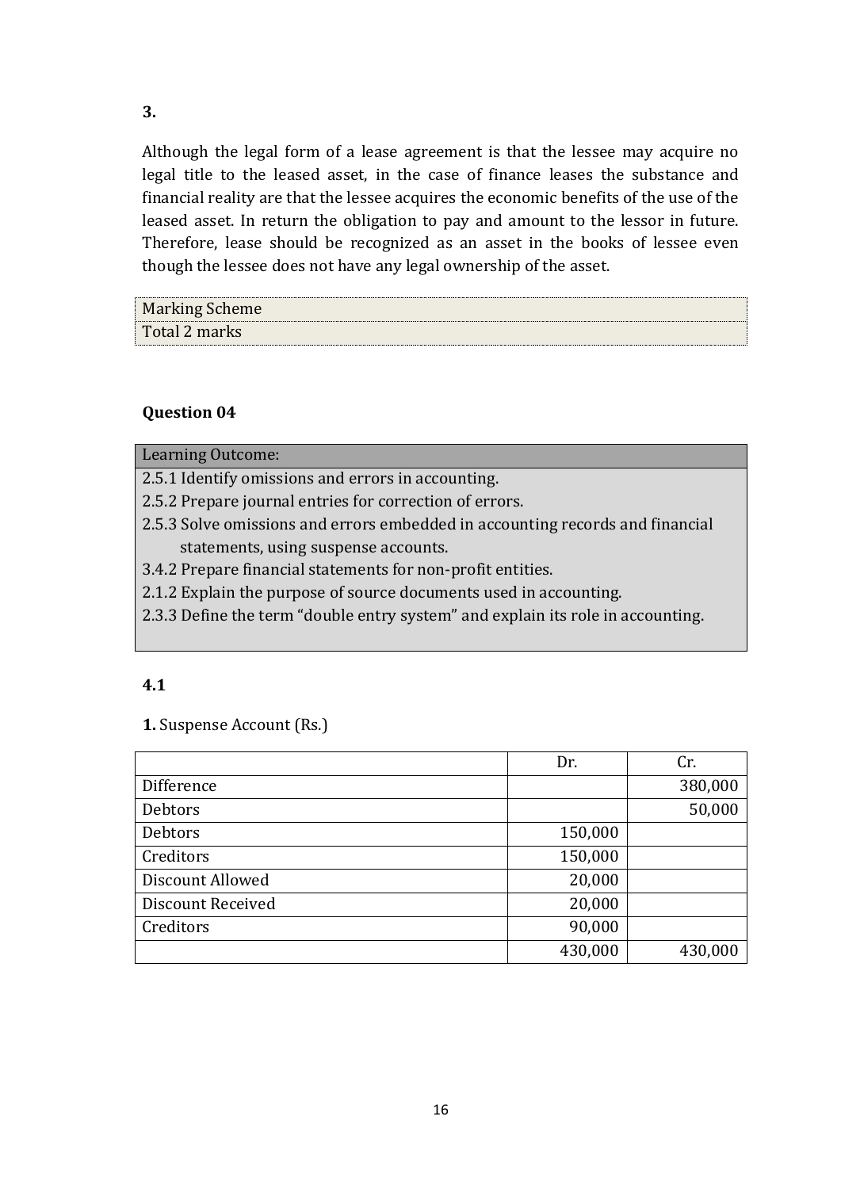**3.**

Although the legal form of a lease agreement is that the lessee may acquire no legal title to the leased asset, in the case of finance leases the substance and financial reality are that the lessee acquires the economic benefits of the use of the leased asset. In return the obligation to pay and amount to the lessor in future. Therefore, lease should be recognized as an asset in the books of lessee even though the lessee does not have any legal ownership of the asset.

| Marking Scheme |
| --- |
| Total 2 marks |

**Question 04**

| Learning Outcome: |
| --- |
| 2.5.1 Identify omissions and errors in accounting. |
| 2.5.2 Prepare journal entries for correction of errors. |
| 2.5.3 Solve omissions and errors embedded in accounting records and financial statements, using suspense accounts. |
| 3.4.2 Prepare financial statements for non-profit entities. |
| 2.1.2 Explain the purpose of source documents used in accounting. |
| 2.3.3 Define the term "double entry system" and explain its role in accounting. |

**4.1**

**1.** Suspense Account (Rs.)

| | Dr. | Cr. |
| --- | --- | --- |
| Difference | | 380,000 |
| Debtors | | 50,000 |
| Debtors | 150,000 | |
| Creditors | 150,000 | |
| Discount Allowed | 20,000 | |
| Discount Received | 20,000 | |
| Creditors | 90,000 | |
| | 430,000 | 430,000 |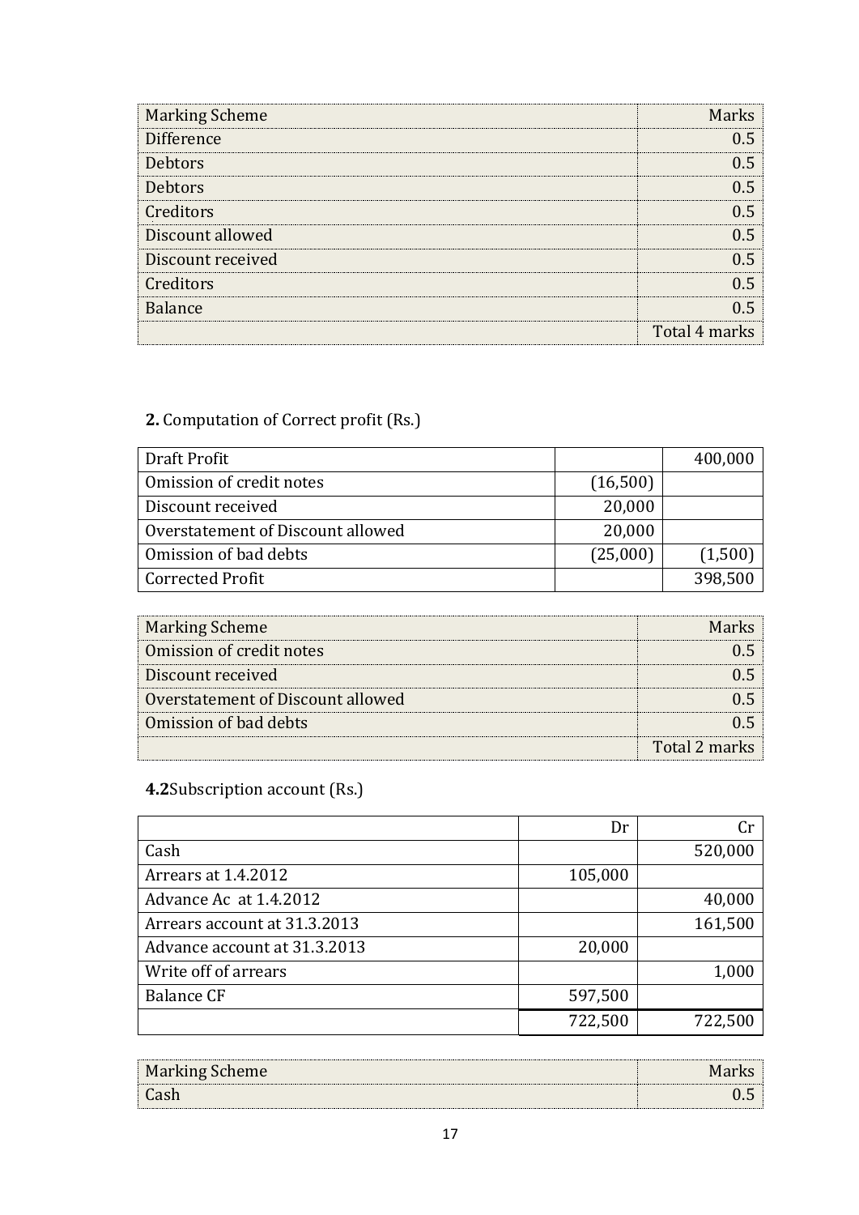| Marking Scheme | Marks |
|---|---|
| Difference | 0.5 |
| Debtors | 0.5 |
| Debtors | 0.5 |
| Creditors | 0.5 |
| Discount allowed | 0.5 |
| Discount received | 0.5 |
| Creditors | 0.5 |
| Balance | 0.5 |
| | Total 4 marks |

**2.** Computation of Correct profit (Rs.)

| | | |
|---|---|---|
| Draft Profit | | 400,000 |
| Omission of credit notes | (16,500) | |
| Discount received | 20,000 | |
| Overstatement of Discount allowed | 20,000 | |
| Omission of bad debts | (25,000) | (1,500) |
| Corrected Profit | | 398,500 |

| Marking Scheme | Marks |
|---|---|
| Omission of credit notes | 0.5 |
| Discount received | 0.5 |
| Overstatement of Discount allowed | 0.5 |
| Omission of bad debts | 0.5 |
| | Total 2 marks |

**4.2**Subscription account (Rs.)

| | Dr | Cr |
|---|---|---|
| Cash | | 520,000 |
| Arrears at 1.4.2012 | 105,000 | |
| Advance Ac at 1.4.2012 | | 40,000 |
| Arrears account at 31.3.2013 | | 161,500 |
| Advance account at 31.3.2013 | 20,000 | |
| Write off of arrears | | 1,000 |
| Balance CF | 597,500 | |
| | 722,500 | 722,500 |

| Marking Scheme | Marks |
|---|---|
| Cash | 0.5 |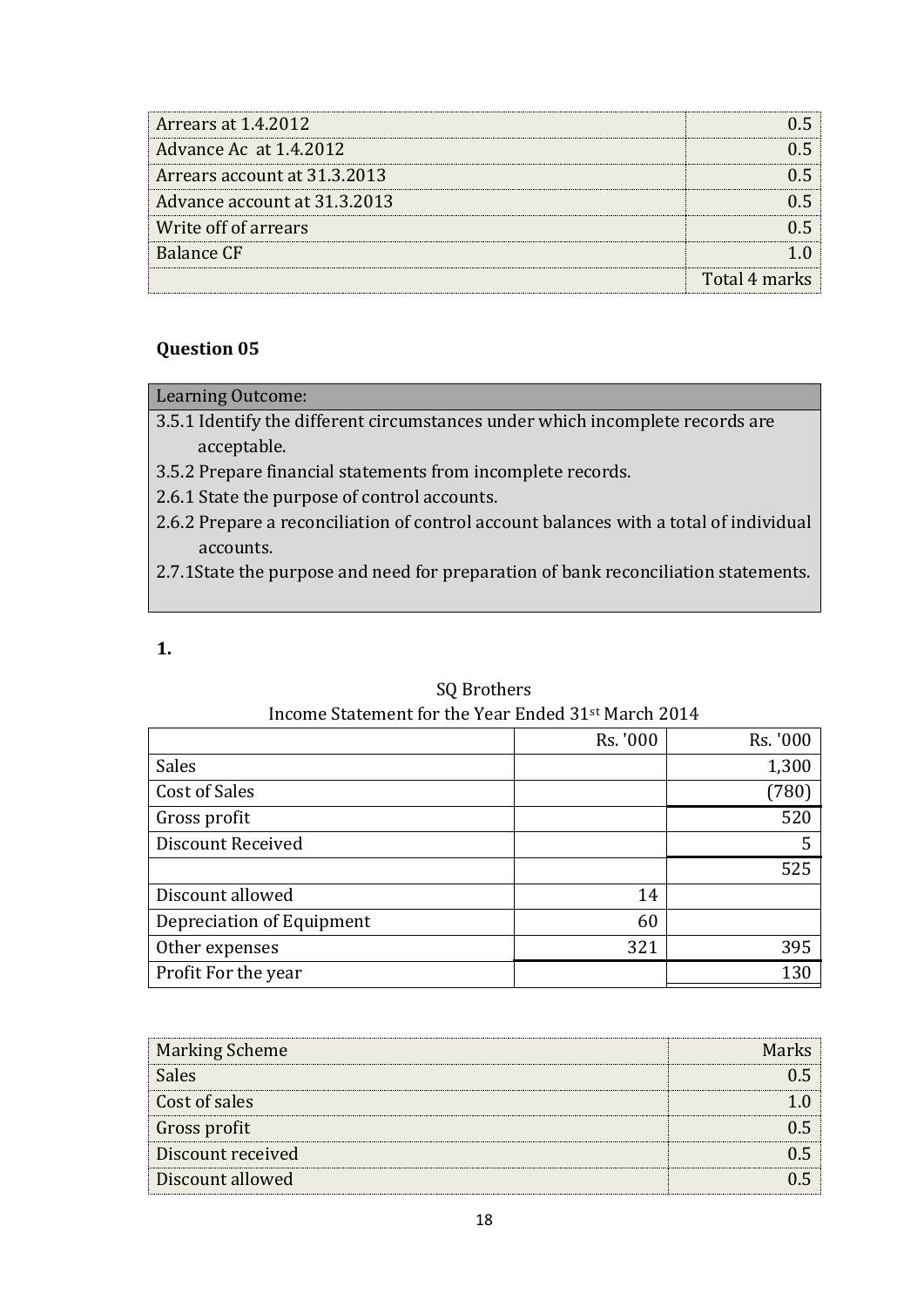| | |
|---|---:|
| Arrears at 1.4.2012 | 0.5 |
| Advance Ac at 1.4.2012 | 0.5 |
| Arrears account at 31.3.2013 | 0.5 |
| Advance account at 31.3.2013 | 0.5 |
| Write off of arrears | 0.5 |
| Balance CF | 1.0 |
| | Total 4 marks |

### Question 05

| Learning Outcome: |
|---|
| 3.5.1 Identify the different circumstances under which incomplete records are acceptable.<br>3.5.2 Prepare financial statements from incomplete records.<br>2.6.1 State the purpose of control accounts.<br>2.6.2 Prepare a reconciliation of control account balances with a total of individual accounts.<br>2.7.1State the purpose and need for preparation of bank reconciliation statements. |

**1.**

SQ Brothers
Income Statement for the Year Ended 31st March 2014

| | Rs. '000 | Rs. '000 |
|---|---:|---:|
| Sales | | 1,300 |
| Cost of Sales | | (780) |
| Gross profit | | 520 |
| Discount Received | | 5 |
| | | 525 |
| Discount allowed | 14 | |
| Depreciation of Equipment | 60 | |
| Other expenses | 321 | 395 |
| Profit For the year | | 130 |

| Marking Scheme | Marks |
|---|---:|
| Sales | 0.5 |
| Cost of sales | 1.0 |
| Gross profit | 0.5 |
| Discount received | 0.5 |
| Discount allowed | 0.5 |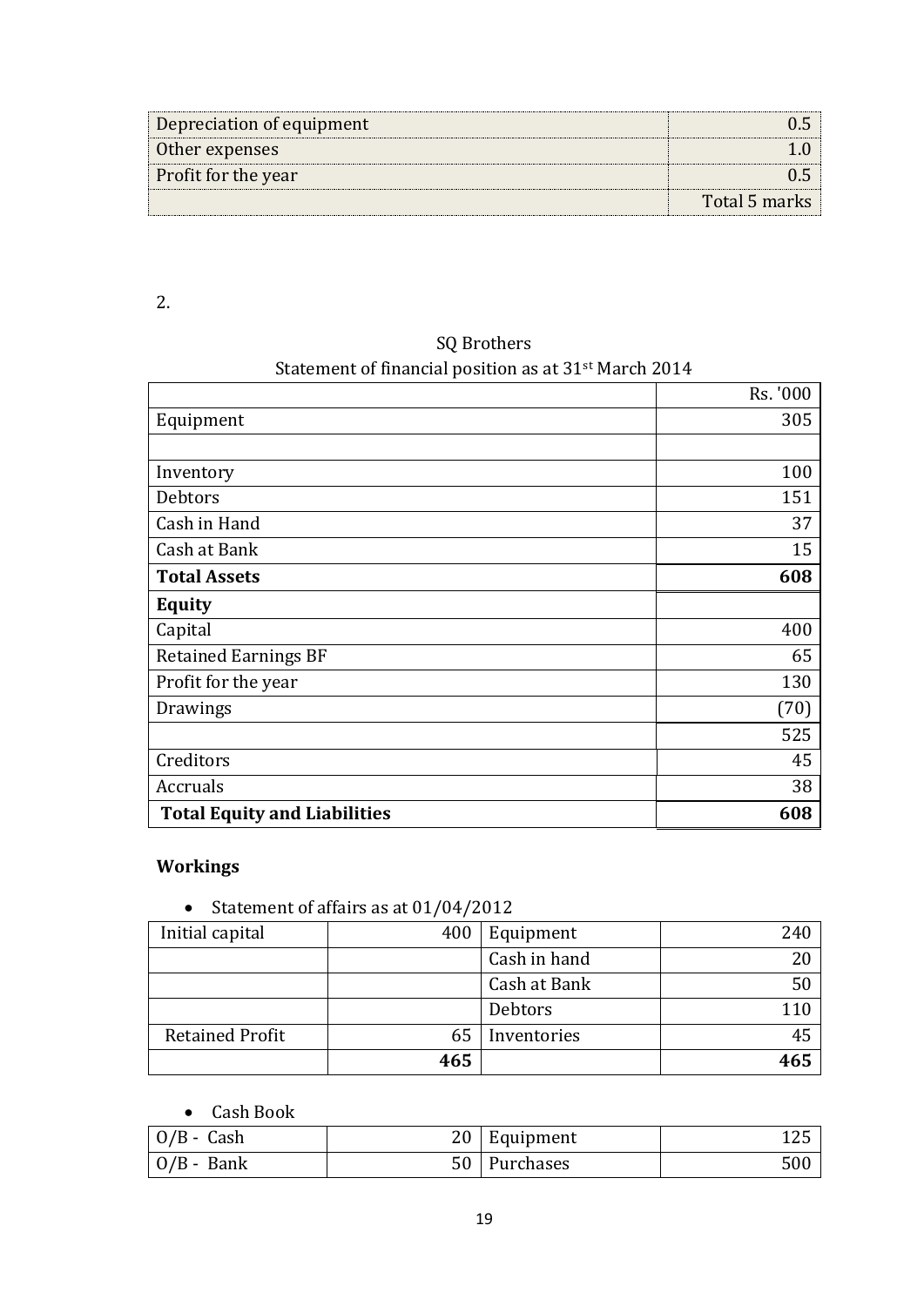| | |
|---|---|
| Depreciation of equipment | 0.5 |
| Other expenses | 1.0 |
| Profit for the year | 0.5 |
| | Total 5 marks |

2.

SQ Brothers

Statement of financial position as at 31st March 2014

| | Rs. '000 |
|---|---|
| Equipment | 305 |
| | |
| Inventory | 100 |
| Debtors | 151 |
| Cash in Hand | 37 |
| Cash at Bank | 15 |
| **Total Assets** | **608** |
| **Equity** | |
| Capital | 400 |
| Retained Earnings BF | 65 |
| Profit for the year | 130 |
| Drawings | (70) |
| | 525 |
| Creditors | 45 |
| Accruals | 38 |
| **Total Equity and Liabilities** | **608** |

**Workings**

- Statement of affairs as at 01/04/2012

| | | | |
|---|---|---|---|
| Initial capital | 400 | Equipment | 240 |
| | | Cash in hand | 20 |
| | | Cash at Bank | 50 |
| | | Debtors | 110 |
| Retained Profit | 65 | Inventories | 45 |
| | **465** | | **465** |

- Cash Book

| | | | |
|---|---|---|---|
| O/B - Cash | 20 | Equipment | 125 |
| O/B - Bank | 50 | Purchases | 500 |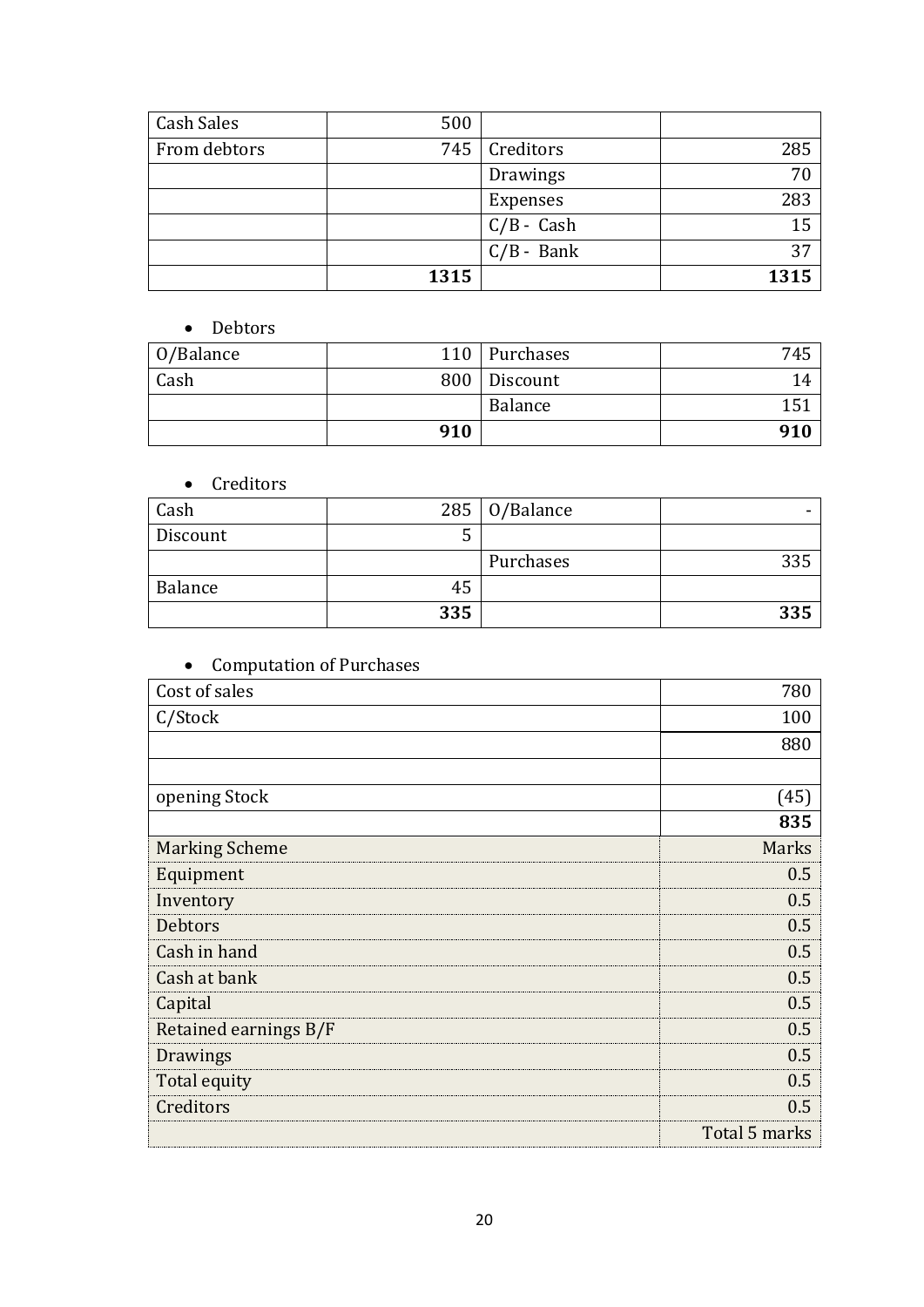| | | | |
|---|---|---|---|
| Cash Sales | 500 | | |
| From debtors | 745 | Creditors | 285 |
| | | Drawings | 70 |
| | | Expenses | 283 |
| | | C/B - Cash | 15 |
| | | C/B - Bank | 37 |
| | **1315** | | **1315** |

- Debtors

| | | | |
|---|---|---|---|
| O/Balance | 110 | Purchases | 745 |
| Cash | 800 | Discount | 14 |
| | | Balance | 151 |
| | **910** | | **910** |

- Creditors

| | | | |
|---|---|---|---|
| Cash | 285 | O/Balance | - |
| Discount | 5 | | |
| | | Purchases | 335 |
| Balance | 45 | | |
| | **335** | | **335** |

- Computation of Purchases

| | |
|---|---|
| Cost of sales | 780 |
| C/Stock | 100 |
| | 880 |
| | |
| opening Stock | (45) |
| | **835** |

| Marking Scheme | Marks |
|---|---|
| Equipment | 0.5 |
| Inventory | 0.5 |
| Debtors | 0.5 |
| Cash in hand | 0.5 |
| Cash at bank | 0.5 |
| Capital | 0.5 |
| Retained earnings B/F | 0.5 |
| Drawings | 0.5 |
| Total equity | 0.5 |
| Creditors | 0.5 |
| | Total 5 marks |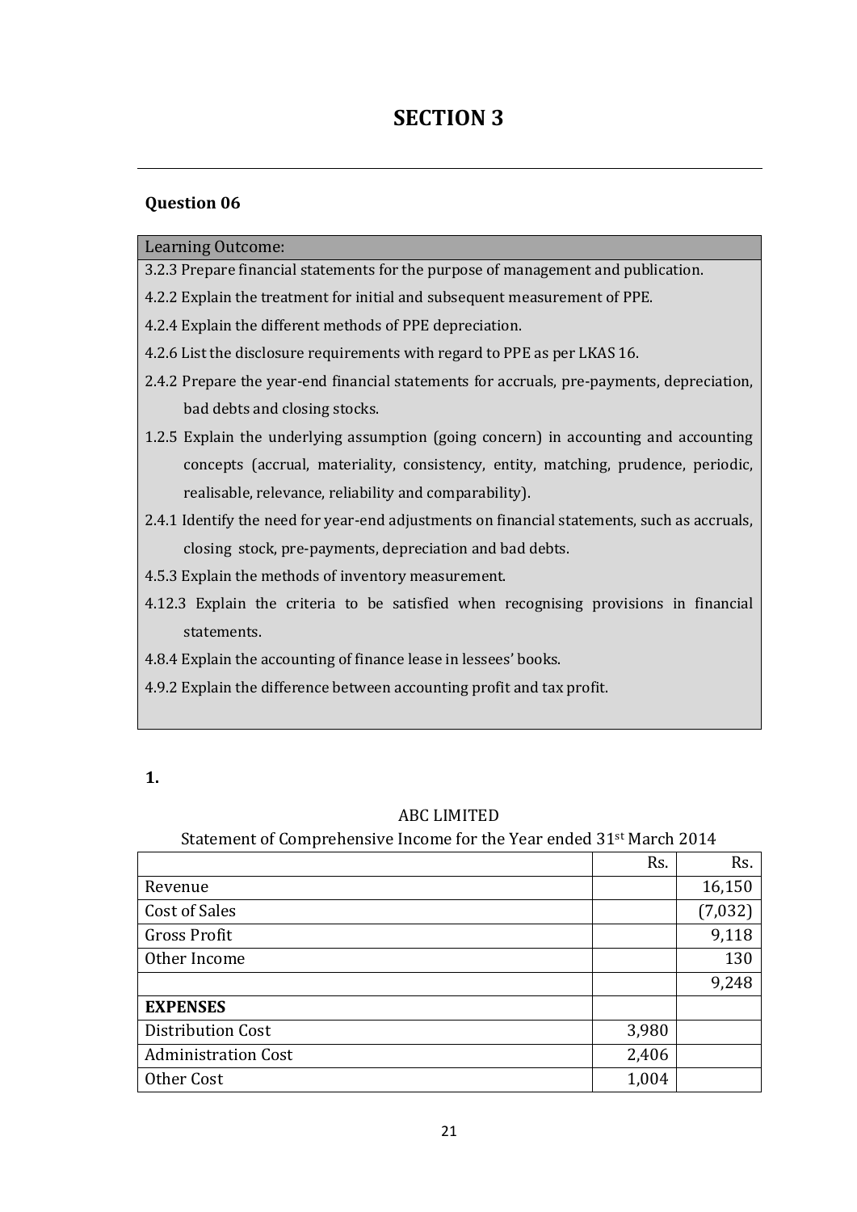# SECTION 3

## Question 06

| Learning Outcome: |
|---|
| 3.2.3 Prepare financial statements for the purpose of management and publication. |
| 4.2.2 Explain the treatment for initial and subsequent measurement of PPE. |
| 4.2.4 Explain the different methods of PPE depreciation. |
| 4.2.6 List the disclosure requirements with regard to PPE as per LKAS 16. |
| 2.4.2 Prepare the year-end financial statements for accruals, pre-payments, depreciation, bad debts and closing stocks. |
| 1.2.5 Explain the underlying assumption (going concern) in accounting and accounting concepts (accrual, materiality, consistency, entity, matching, prudence, periodic, realisable, relevance, reliability and comparability). |
| 2.4.1 Identify the need for year-end adjustments on financial statements, such as accruals, closing stock, pre-payments, depreciation and bad debts. |
| 4.5.3 Explain the methods of inventory measurement. |
| 4.12.3 Explain the criteria to be satisfied when recognising provisions in financial statements. |
| 4.8.4 Explain the accounting of finance lease in lessees' books. |
| 4.9.2 Explain the difference between accounting profit and tax profit. |

**1.**

ABC LIMITED

Statement of Comprehensive Income for the Year ended 31st March 2014

| | Rs. | Rs. |
|---|---|---|
| Revenue | | 16,150 |
| Cost of Sales | | (7,032) |
| Gross Profit | | 9,118 |
| Other Income | | 130 |
| | | 9,248 |
| **EXPENSES** | | |
| Distribution Cost | 3,980 | |
| Administration Cost | 2,406 | |
| Other Cost | 1,004 | |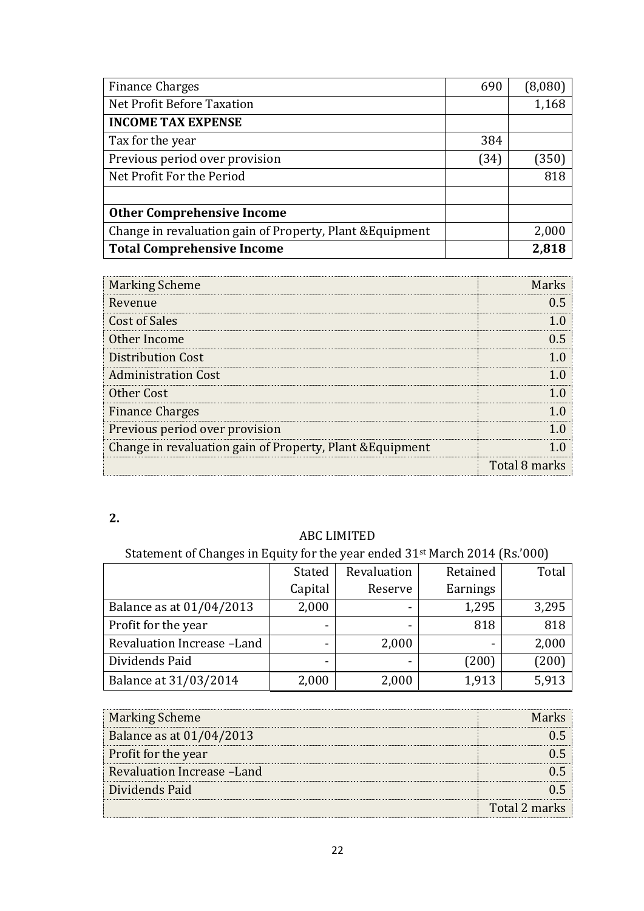| | | |
|---|---|---|
| Finance Charges | 690 | (8,080) |
| Net Profit Before Taxation | | 1,168 |
| **INCOME TAX EXPENSE** | | |
| Tax for the year | 384 | |
| Previous period over provision | (34) | (350) |
| Net Profit For the Period | | 818 |
| | | |
| **Other Comprehensive Income** | | |
| Change in revaluation gain of Property, Plant &Equipment | | 2,000 |
| **Total Comprehensive Income** | | **2,818** |

| Marking Scheme | Marks |
|---|---|
| Revenue | 0.5 |
| Cost of Sales | 1.0 |
| Other Income | 0.5 |
| Distribution Cost | 1.0 |
| Administration Cost | 1.0 |
| Other Cost | 1.0 |
| Finance Charges | 1.0 |
| Previous period over provision | 1.0 |
| Change in revaluation gain of Property, Plant &Equipment | 1.0 |
| | Total 8 marks |

**2.**

ABC LIMITED

Statement of Changes in Equity for the year ended 31st March 2014 (Rs.'000)

| | Stated Capital | Revaluation Reserve | Retained Earnings | Total |
|---|---|---|---|---|
| Balance as at 01/04/2013 | 2,000 | - | 1,295 | 3,295 |
| Profit for the year | - | - | 818 | 818 |
| Revaluation Increase –Land | - | 2,000 | - | 2,000 |
| Dividends Paid | - | - | (200) | (200) |
| Balance at 31/03/2014 | 2,000 | 2,000 | 1,913 | 5,913 |

| Marking Scheme | Marks |
|---|---|
| Balance as at 01/04/2013 | 0.5 |
| Profit for the year | 0.5 |
| Revaluation Increase –Land | 0.5 |
| Dividends Paid | 0.5 |
| | Total 2 marks |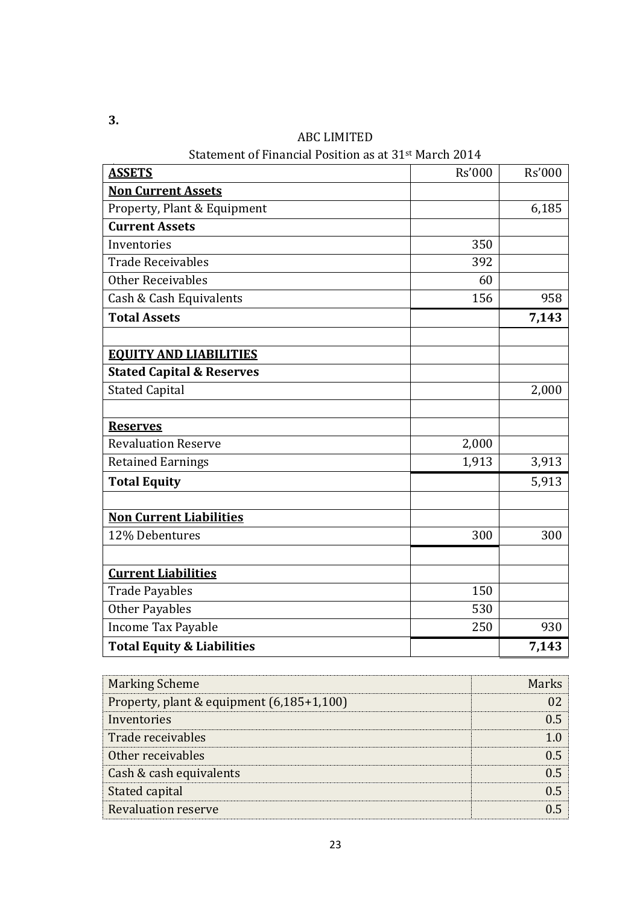**3.**

ABC LIMITED

Statement of Financial Position as at 31st March 2014

| **ASSETS** | Rs'000 | Rs'000 |
|---|---|---|
| **Non Current Assets** | | |
| Property, Plant & Equipment | | 6,185 |
| **Current Assets** | | |
| Inventories | 350 | |
| Trade Receivables | 392 | |
| Other Receivables | 60 | |
| Cash & Cash Equivalents | 156 | 958 |
| **Total Assets** | | **7,143** |
| | | |
| **EQUITY AND LIABILITIES** | | |
| **Stated Capital & Reserves** | | |
| Stated Capital | | 2,000 |
| | | |
| **Reserves** | | |
| Revaluation Reserve | 2,000 | |
| Retained Earnings | 1,913 | 3,913 |
| **Total Equity** | | 5,913 |
| | | |
| **Non Current Liabilities** | | |
| 12% Debentures | 300 | 300 |
| | | |
| **Current Liabilities** | | |
| Trade Payables | 150 | |
| Other Payables | 530 | |
| Income Tax Payable | 250 | 930 |
| **Total Equity & Liabilities** | | **7,143** |

| Marking Scheme | Marks |
|---|---|
| Property, plant & equipment (6,185+1,100) | 02 |
| Inventories | 0.5 |
| Trade receivables | 1.0 |
| Other receivables | 0.5 |
| Cash & cash equivalents | 0.5 |
| Stated capital | 0.5 |
| Revaluation reserve | 0.5 |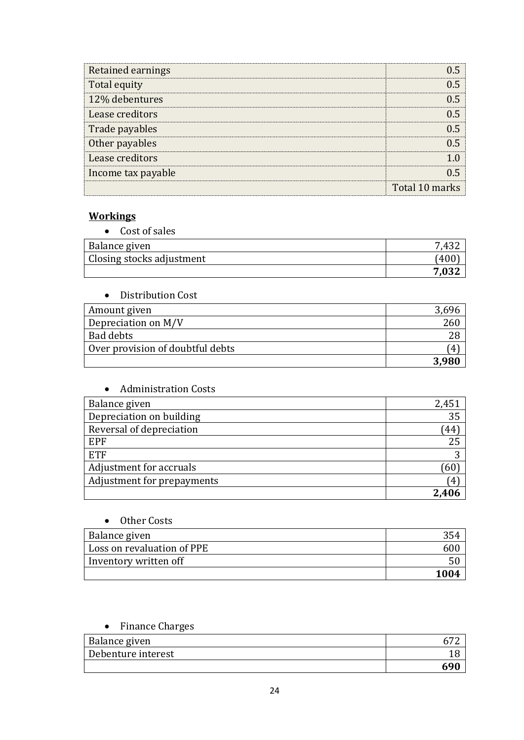| | |
|---|---|
| Retained earnings | 0.5 |
| Total equity | 0.5 |
| 12% debentures | 0.5 |
| Lease creditors | 0.5 |
| Trade payables | 0.5 |
| Other payables | 0.5 |
| Lease creditors | 1.0 |
| Income tax payable | 0.5 |
| | Total 10 marks |

**Workings**

- Cost of sales

| | |
|---|---|
| Balance given | 7,432 |
| Closing stocks adjustment | (400) |
| | **7,032** |

- Distribution Cost

| | |
|---|---|
| Amount given | 3,696 |
| Depreciation on M/V | 260 |
| Bad debts | 28 |
| Over provision of doubtful debts | (4) |
| | **3,980** |

- Administration Costs

| | |
|---|---|
| Balance given | 2,451 |
| Depreciation on building | 35 |
| Reversal of depreciation | (44) |
| EPF | 25 |
| ETF | 3 |
| Adjustment for accruals | (60) |
| Adjustment for prepayments | (4) |
| | **2,406** |

- Other Costs

| | |
|---|---|
| Balance given | 354 |
| Loss on revaluation of PPE | 600 |
| Inventory written off | 50 |
| | **1004** |

- Finance Charges

| | |
|---|---|
| Balance given | 672 |
| Debenture interest | 18 |
| | **690** |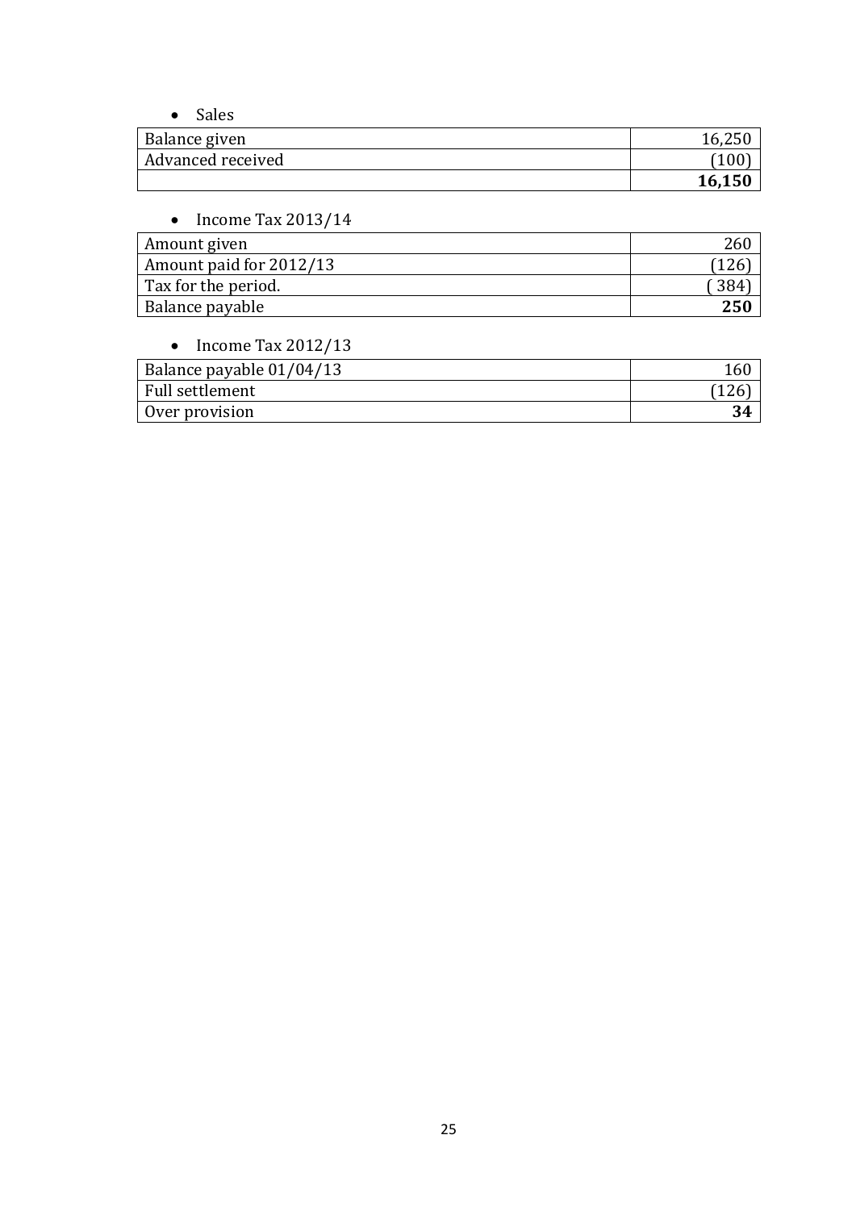- Sales

| | |
|---|---|
| Balance given | 16,250 |
| Advanced received | (100) |
| | **16,150** |

- Income Tax 2013/14

| | |
|---|---|
| Amount given | 260 |
| Amount paid for 2012/13 | (126) |
| Tax for the period. | ( 384) |
| Balance payable | **250** |

- Income Tax 2012/13

| | |
|---|---|
| Balance payable 01/04/13 | 160 |
| Full settlement | (126) |
| Over provision | **34** |